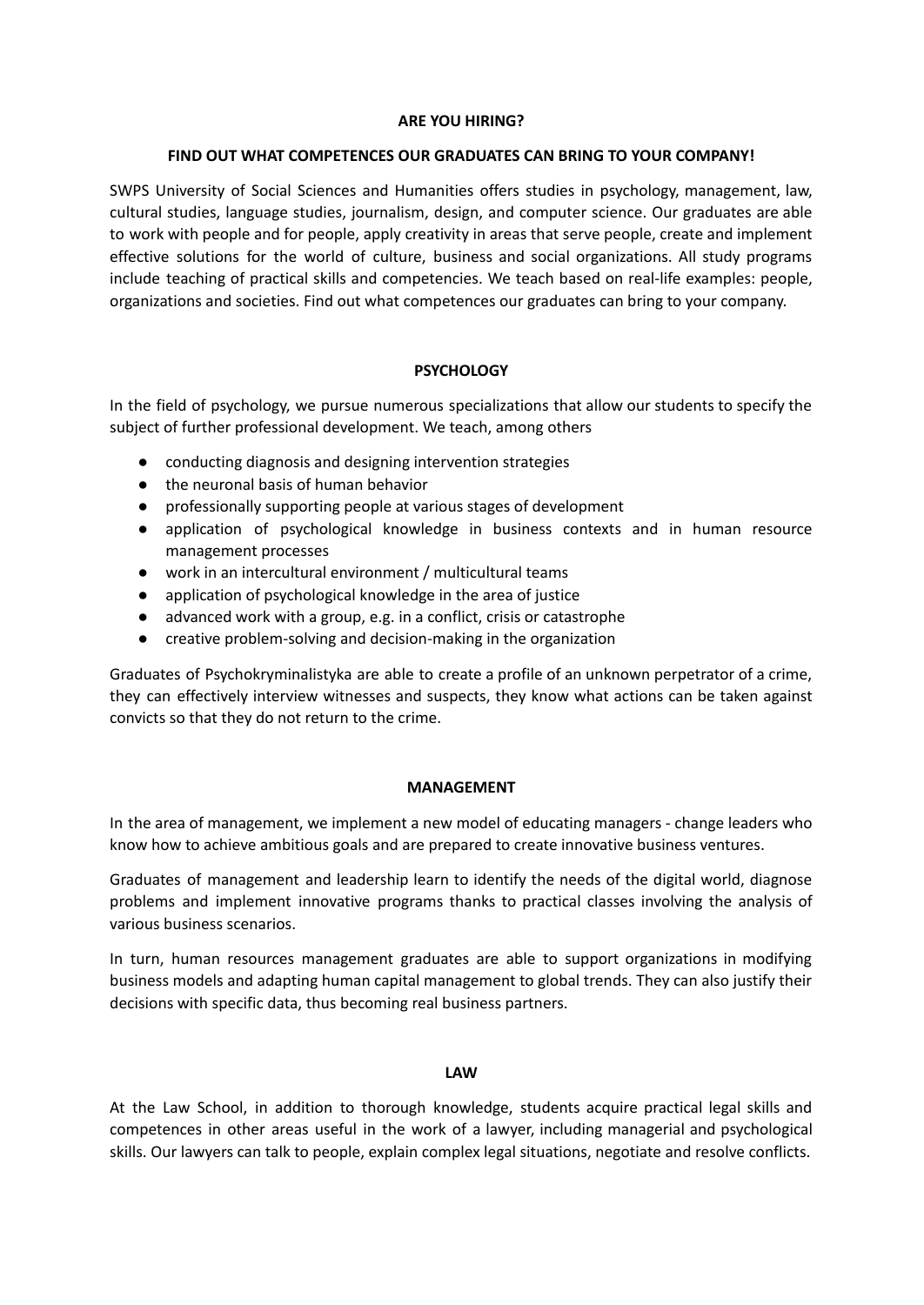# ARE YOU HIRING?

## FIND OUT WHAT COMPETENCES OUR GRADUATES CAN BRING TO YOUR COMPANY!

SWPS University of Social Sciences and Humanities offers studies in psychology, management, law, cultural studies, language studies, journalism, design, and computer science. Our graduates are able to work with people and for people, apply creativity in areas that serve people, create and implement effective solutions for the world of culture, business and social organizations. All study programs include teaching of practical skills and competencies. We teach based on real-life examples: people, organizations and societies. Find out what competences our graduates can bring to your company.

## PSYCHOLOGY

In the field of psychology, we pursue numerous specializations that allow our students to specify the subject of further professional development. We teach, among others

- conducting diagnosis and designing intervention strategies
- the neuronal basis of human behavior
- professionally supporting people at various stages of development
- application of psychological knowledge in business contexts and in human resource management processes
- work in an intercultural environment / multicultural teams
- application of psychological knowledge in the area of justice
- advanced work with a group, e.g. in a conflict, crisis or catastrophe
- creative problem-solving and decision-making in the organization

Graduates of Psychokryminalistyka are able to create a profile of an unknown perpetrator of a crime, they can effectively interview witnesses and suspects, they know what actions can be taken against convicts so that they do not return to the crime.

## MANAGEMENT

In the area of management, we implement a new model of educating managers - change leaders who know how to achieve ambitious goals and are prepared to create innovative business ventures.

Graduates of management and leadership learn to identify the needs of the digital world, diagnose problems and implement innovative programs thanks to practical classes involving the analysis of various business scenarios.

In turn, human resources management graduates are able to support organizations in modifying business models and adapting human capital management to global trends. They can also justify their decisions with specific data, thus becoming real business partners.

## LAW

At the Law School, in addition to thorough knowledge, students acquire practical legal skills and competences in other areas useful in the work of a lawyer, including managerial and psychological skills. Our lawyers can talk to people, explain complex legal situations, negotiate and resolve conflicts.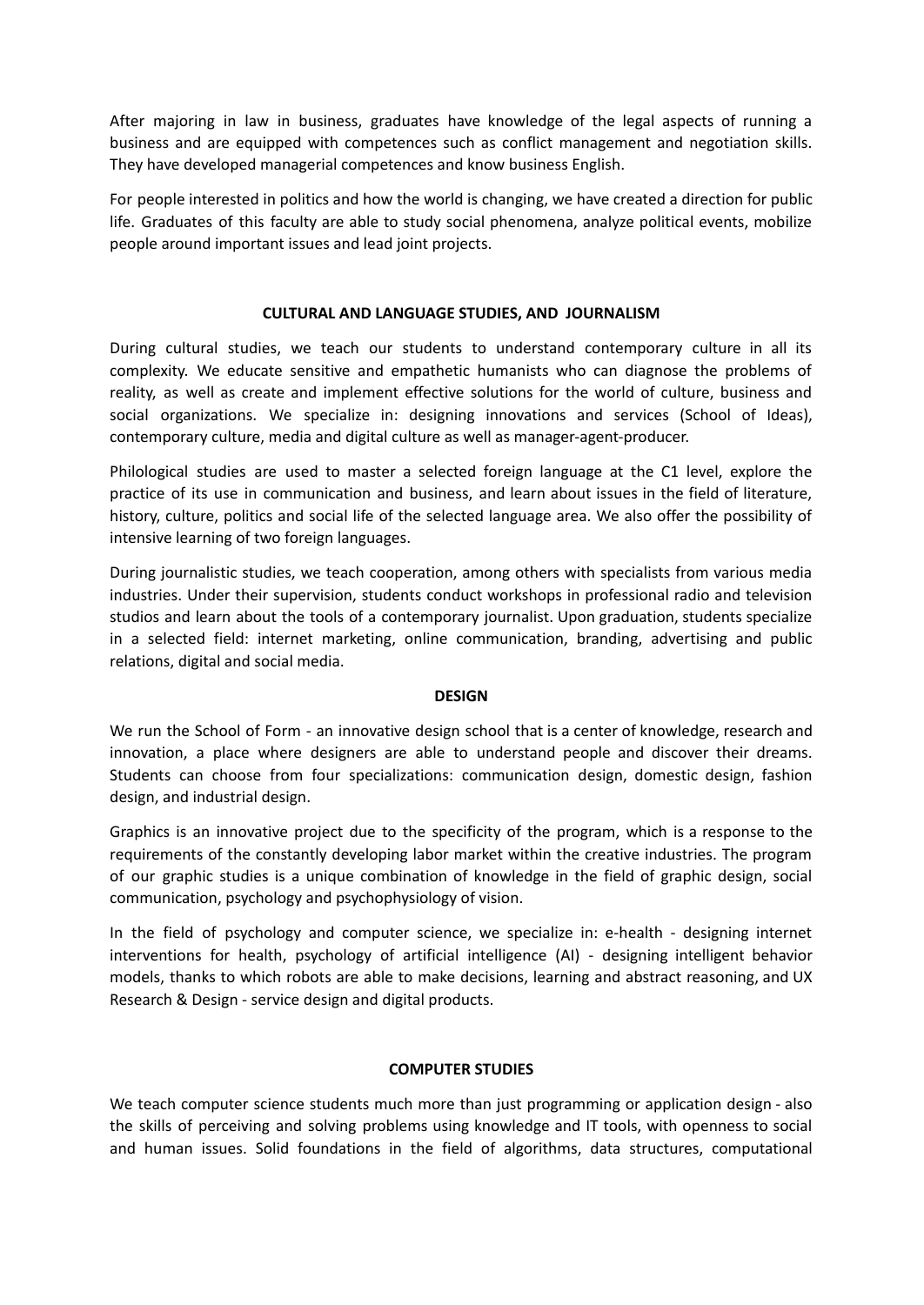After majoring in law in business, graduates have knowledge of the legal aspects of running a business and are equipped with competences such as conflict management and negotiation skills. They have developed managerial competences and know business English.

For people interested in politics and how the world is changing, we have created a direction for public life. Graduates of this faculty are able to study social phenomena, analyze political events, mobilize people around important issues and lead joint projects.

## CULTURAL AND LANGUAGE STUDIES, AND JOURNALISM

During cultural studies, we teach our students to understand contemporary culture in all its complexity. We educate sensitive and empathetic humanists who can diagnose the problems of reality, as well as create and implement effective solutions for the world of culture, business and social organizations. We specialize in: designing innovations and services (School of Ideas), contemporary culture, media and digital culture as well as manager-agent-producer.

Philological studies are used to master a selected foreign language at the C1 level, explore the practice of its use in communication and business, and learn about issues in the field of literature, history, culture, politics and social life of the selected language area. We also offer the possibility of intensive learning of two foreign languages.

During journalistic studies, we teach cooperation, among others with specialists from various media industries. Under their supervision, students conduct workshops in professional radio and television studios and learn about the tools of a contemporary journalist. Upon graduation, students specialize in a selected field: internet marketing, online communication, branding, advertising and public relations, digital and social media.

## DESIGN

We run the School of Form - an innovative design school that is a center of knowledge, research and innovation, a place where designers are able to understand people and discover their dreams. Students can choose from four specializations: communication design, domestic design, fashion design, and industrial design.

Graphics is an innovative project due to the specificity of the program, which is a response to the requirements of the constantly developing labor market within the creative industries. The program of our graphic studies is a unique combination of knowledge in the field of graphic design, social communication, psychology and psychophysiology of vision.

In the field of psychology and computer science, we specialize in: e-health - designing internet interventions for health, psychology of artificial intelligence (AI) - designing intelligent behavior models, thanks to which robots are able to make decisions, learning and abstract reasoning, and UX Research & Design - service design and digital products.

## COMPUTER STUDIES

We teach computer science students much more than just programming or application design - also the skills of perceiving and solving problems using knowledge and IT tools, with openness to social and human issues. Solid foundations in the field of algorithms, data structures, computational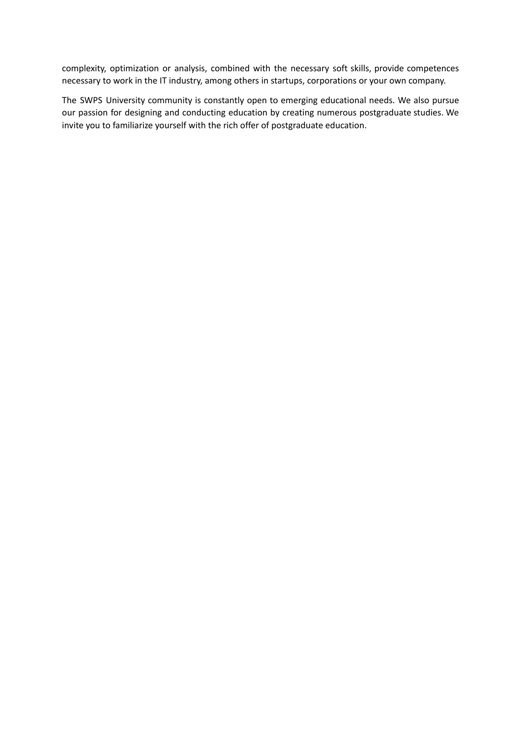complexity, optimization or analysis, combined with the necessary soft skills, provide competences necessary to work in the IT industry, among others in startups, corporations or your own company.

The SWPS University community is constantly open to emerging educational needs. We also pursue our passion for designing and conducting education by creating numerous postgraduate studies. We invite you to familiarize yourself with the rich offer of postgraduate education.